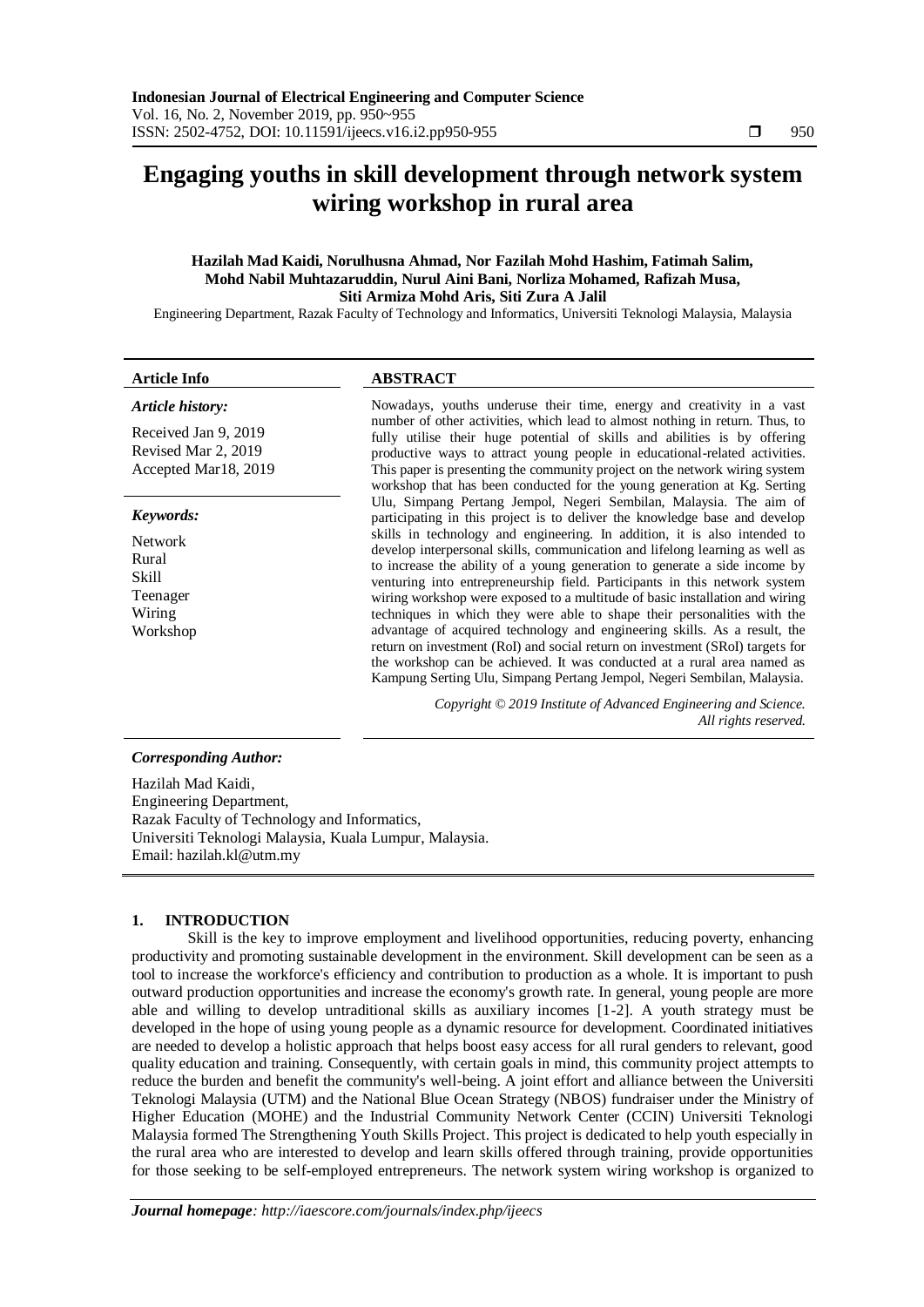# Engaging youths in skill development through network system wiring workshop in rural area

**Hazilah Mad Kaidi, Norulhusna Ahmad, Nor Fazilah Mohd Hashim, Fatimah Salim, Mohd Nabil Muhtazaruddin, Nurul Aini Bani, Norliza Mohamed, Rafizah Musa, Siti Armiza Mohd Aris, Siti Zura A Jalil**

Engineering Department, Razak Faculty of Technology and Informatics, Universiti Teknologi Malaysia, Malaysia

**Article Info**

***Article history:***

Received Jan 9, 2019
Revised Mar 2, 2019
Accepted Mar18, 2019

***Keywords:***

Network
Rural
Skill
Teenager
Wiring
Workshop

**ABSTRACT**

Nowadays, youths underuse their time, energy and creativity in a vast number of other activities, which lead to almost nothing in return. Thus, to fully utilise their huge potential of skills and abilities is by offering productive ways to attract young people in educational-related activities. This paper is presenting the community project on the network wiring system workshop that has been conducted for the young generation at Kg. Serting Ulu, Simpang Pertang Jempol, Negeri Sembilan, Malaysia. The aim of participating in this project is to deliver the knowledge base and develop skills in technology and engineering. In addition, it is also intended to develop interpersonal skills, communication and lifelong learning as well as to increase the ability of a young generation to generate a side income by venturing into entrepreneurship field. Participants in this network system wiring workshop were exposed to a multitude of basic installation and wiring techniques in which they were able to shape their personalities with the advantage of acquired technology and engineering skills. As a result, the return on investment (RoI) and social return on investment (SRoI) targets for the workshop can be achieved. It was conducted at a rural area named as Kampung Serting Ulu, Simpang Pertang Jempol, Negeri Sembilan, Malaysia.

*Copyright © 2019 Institute of Advanced Engineering and Science. All rights reserved.*

***Corresponding Author:***

Hazilah Mad Kaidi,
Engineering Department,
Razak Faculty of Technology and Informatics,
Universiti Teknologi Malaysia, Kuala Lumpur, Malaysia.
Email: hazilah.kl@utm.my

## 1. INTRODUCTION

Skill is the key to improve employment and livelihood opportunities, reducing poverty, enhancing productivity and promoting sustainable development in the environment. Skill development can be seen as a tool to increase the workforce's efficiency and contribution to production as a whole. It is important to push outward production opportunities and increase the economy's growth rate. In general, young people are more able and willing to develop untraditional skills as auxiliary incomes [1-2]. A youth strategy must be developed in the hope of using young people as a dynamic resource for development. Coordinated initiatives are needed to develop a holistic approach that helps boost easy access for all rural genders to relevant, good quality education and training. Consequently, with certain goals in mind, this community project attempts to reduce the burden and benefit the community's well-being. A joint effort and alliance between the Universiti Teknologi Malaysia (UTM) and the National Blue Ocean Strategy (NBOS) fundraiser under the Ministry of Higher Education (MOHE) and the Industrial Community Network Center (CCIN) Universiti Teknologi Malaysia formed The Strengthening Youth Skills Project. This project is dedicated to help youth especially in the rural area who are interested to develop and learn skills offered through training, provide opportunities for those seeking to be self-employed entrepreneurs. The network system wiring workshop is organized to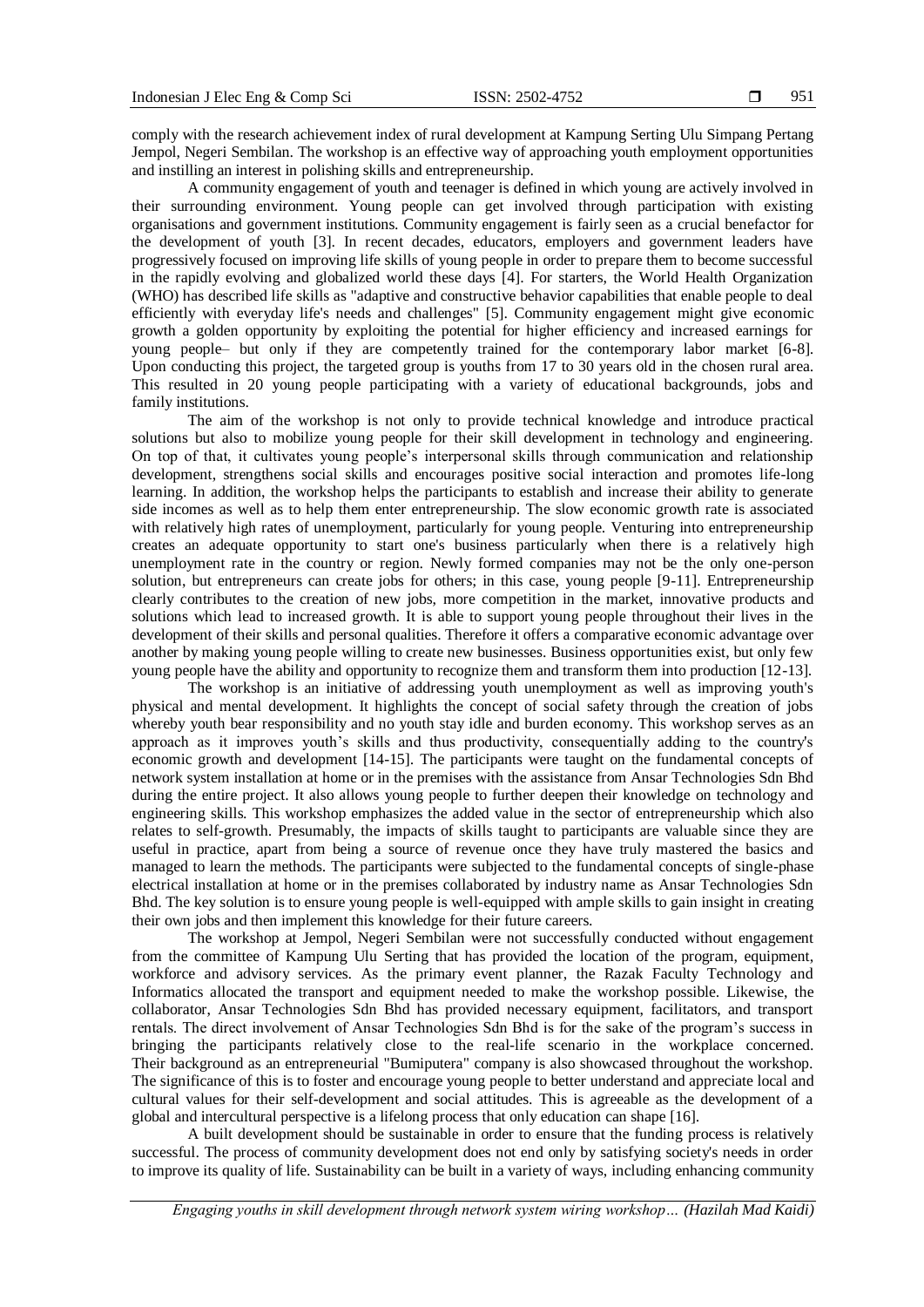comply with the research achievement index of rural development at Kampung Serting Ulu Simpang Pertang Jempol, Negeri Sembilan. The workshop is an effective way of approaching youth employment opportunities and instilling an interest in polishing skills and entrepreneurship.

A community engagement of youth and teenager is defined in which young are actively involved in their surrounding environment. Young people can get involved through participation with existing organisations and government institutions. Community engagement is fairly seen as a crucial benefactor for the development of youth [3]. In recent decades, educators, employers and government leaders have progressively focused on improving life skills of young people in order to prepare them to become successful in the rapidly evolving and globalized world these days [4]. For starters, the World Health Organization (WHO) has described life skills as "adaptive and constructive behavior capabilities that enable people to deal efficiently with everyday life's needs and challenges" [5]. Community engagement might give economic growth a golden opportunity by exploiting the potential for higher efficiency and increased earnings for young people– but only if they are competently trained for the contemporary labor market [6-8]. Upon conducting this project, the targeted group is youths from 17 to 30 years old in the chosen rural area. This resulted in 20 young people participating with a variety of educational backgrounds, jobs and family institutions.

The aim of the workshop is not only to provide technical knowledge and introduce practical solutions but also to mobilize young people for their skill development in technology and engineering. On top of that, it cultivates young people's interpersonal skills through communication and relationship development, strengthens social skills and encourages positive social interaction and promotes life-long learning. In addition, the workshop helps the participants to establish and increase their ability to generate side incomes as well as to help them enter entrepreneurship. The slow economic growth rate is associated with relatively high rates of unemployment, particularly for young people. Venturing into entrepreneurship creates an adequate opportunity to start one's business particularly when there is a relatively high unemployment rate in the country or region. Newly formed companies may not be the only one-person solution, but entrepreneurs can create jobs for others; in this case, young people [9-11]. Entrepreneurship clearly contributes to the creation of new jobs, more competition in the market, innovative products and solutions which lead to increased growth. It is able to support young people throughout their lives in the development of their skills and personal qualities. Therefore it offers a comparative economic advantage over another by making young people willing to create new businesses. Business opportunities exist, but only few young people have the ability and opportunity to recognize them and transform them into production [12-13].

The workshop is an initiative of addressing youth unemployment as well as improving youth's physical and mental development. It highlights the concept of social safety through the creation of jobs whereby youth bear responsibility and no youth stay idle and burden economy. This workshop serves as an approach as it improves youth's skills and thus productivity, consequentially adding to the country's economic growth and development [14-15]. The participants were taught on the fundamental concepts of network system installation at home or in the premises with the assistance from Ansar Technologies Sdn Bhd during the entire project. It also allows young people to further deepen their knowledge on technology and engineering skills. This workshop emphasizes the added value in the sector of entrepreneurship which also relates to self-growth. Presumably, the impacts of skills taught to participants are valuable since they are useful in practice, apart from being a source of revenue once they have truly mastered the basics and managed to learn the methods. The participants were subjected to the fundamental concepts of single-phase electrical installation at home or in the premises collaborated by industry name as Ansar Technologies Sdn Bhd. The key solution is to ensure young people is well-equipped with ample skills to gain insight in creating their own jobs and then implement this knowledge for their future careers.

The workshop at Jempol, Negeri Sembilan were not successfully conducted without engagement from the committee of Kampung Ulu Serting that has provided the location of the program, equipment, workforce and advisory services. As the primary event planner, the Razak Faculty Technology and Informatics allocated the transport and equipment needed to make the workshop possible. Likewise, the collaborator, Ansar Technologies Sdn Bhd has provided necessary equipment, facilitators, and transport rentals. The direct involvement of Ansar Technologies Sdn Bhd is for the sake of the program's success in bringing the participants relatively close to the real-life scenario in the workplace concerned. Their background as an entrepreneurial "Bumiputera" company is also showcased throughout the workshop. The significance of this is to foster and encourage young people to better understand and appreciate local and cultural values for their self-development and social attitudes. This is agreeable as the development of a global and intercultural perspective is a lifelong process that only education can shape [16].

A built development should be sustainable in order to ensure that the funding process is relatively successful. The process of community development does not end only by satisfying society's needs in order to improve its quality of life. Sustainability can be built in a variety of ways, including enhancing community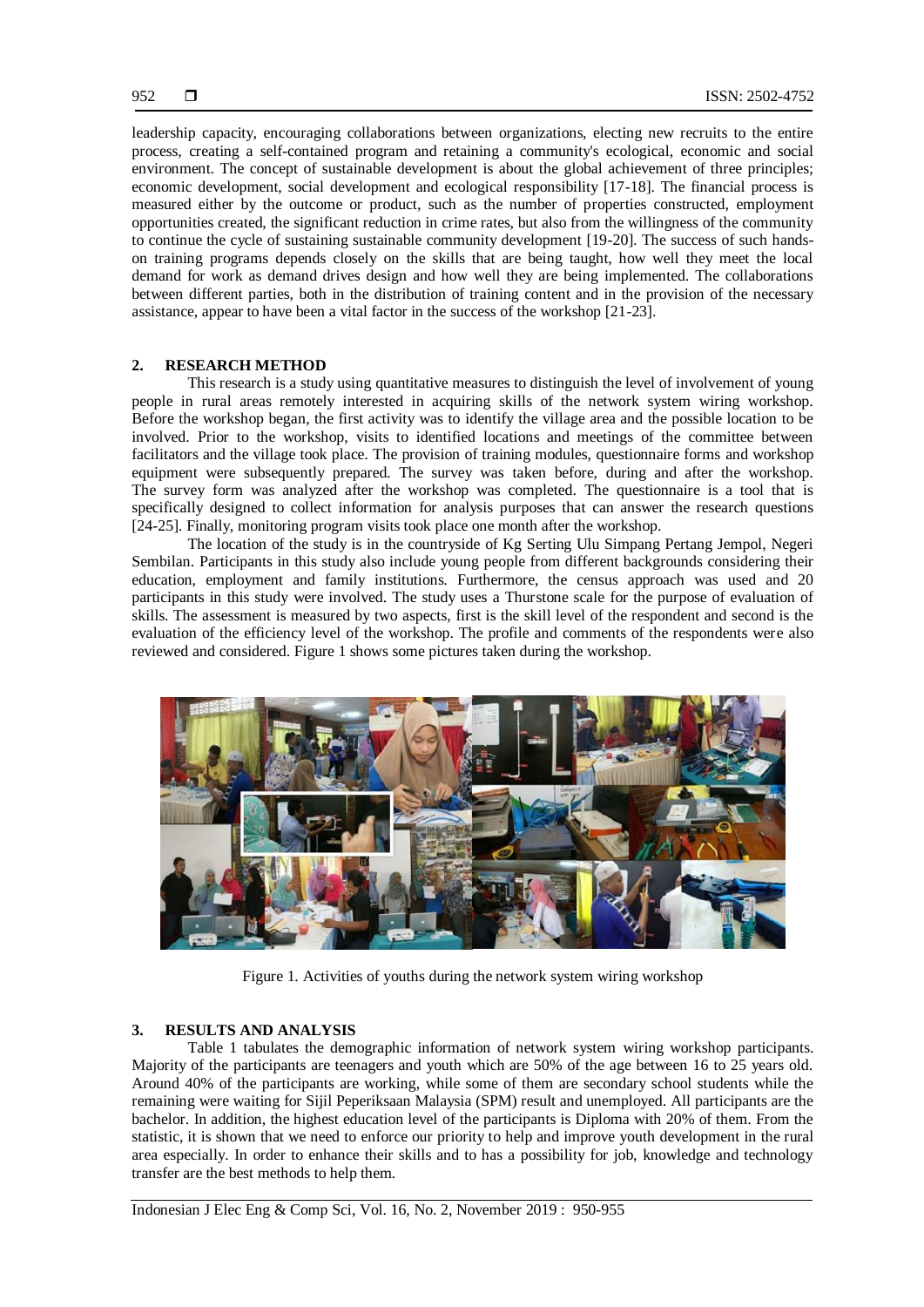leadership capacity, encouraging collaborations between organizations, electing new recruits to the entire process, creating a self-contained program and retaining a community's ecological, economic and social environment. The concept of sustainable development is about the global achievement of three principles; economic development, social development and ecological responsibility [17-18]. The financial process is measured either by the outcome or product, such as the number of properties constructed, employment opportunities created, the significant reduction in crime rates, but also from the willingness of the community to continue the cycle of sustaining sustainable community development [19-20]. The success of such hands-on training programs depends closely on the skills that are being taught, how well they meet the local demand for work as demand drives design and how well they are being implemented. The collaborations between different parties, both in the distribution of training content and in the provision of the necessary assistance, appear to have been a vital factor in the success of the workshop [21-23].

## 2. RESEARCH METHOD

This research is a study using quantitative measures to distinguish the level of involvement of young people in rural areas remotely interested in acquiring skills of the network system wiring workshop. Before the workshop began, the first activity was to identify the village area and the possible location to be involved. Prior to the workshop, visits to identified locations and meetings of the committee between facilitators and the village took place. The provision of training modules, questionnaire forms and workshop equipment were subsequently prepared. The survey was taken before, during and after the workshop. The survey form was analyzed after the workshop was completed. The questionnaire is a tool that is specifically designed to collect information for analysis purposes that can answer the research questions [24-25]. Finally, monitoring program visits took place one month after the workshop.

The location of the study is in the countryside of Kg Serting Ulu Simpang Pertang Jempol, Negeri Sembilan. Participants in this study also include young people from different backgrounds considering their education, employment and family institutions. Furthermore, the census approach was used and 20 participants in this study were involved. The study uses a Thurstone scale for the purpose of evaluation of skills. The assessment is measured by two aspects, first is the skill level of the respondent and second is the evaluation of the efficiency level of the workshop. The profile and comments of the respondents were also reviewed and considered. Figure 1 shows some pictures taken during the workshop.

Figure 1. Activities of youths during the network system wiring workshop

## 3. RESULTS AND ANALYSIS

Table 1 tabulates the demographic information of network system wiring workshop participants. Majority of the participants are teenagers and youth which are 50% of the age between 16 to 25 years old. Around 40% of the participants are working, while some of them are secondary school students while the remaining were waiting for Sijil Peperiksaan Malaysia (SPM) result and unemployed. All participants are the bachelor. In addition, the highest education level of the participants is Diploma with 20% of them. From the statistic, it is shown that we need to enforce our priority to help and improve youth development in the rural area especially. In order to enhance their skills and to has a possibility for job, knowledge and technology transfer are the best methods to help them.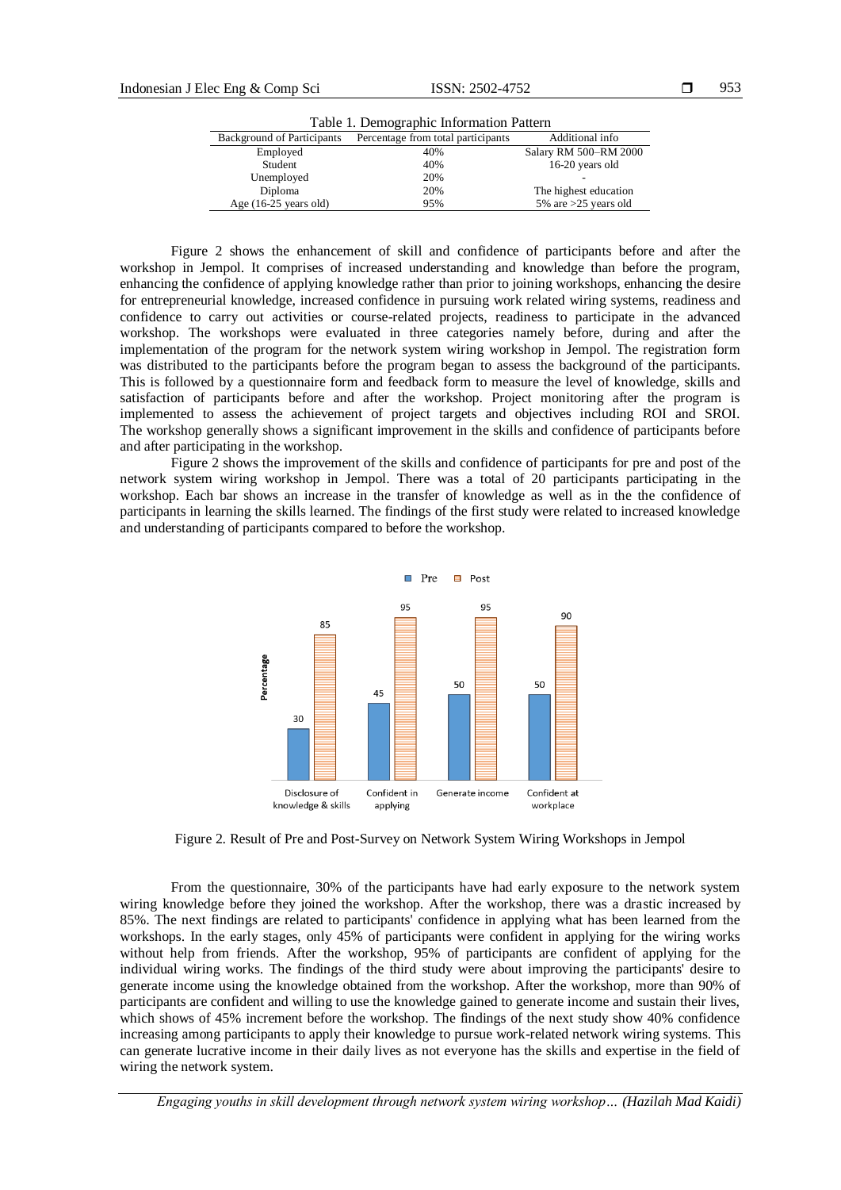Table 1. Demographic Information Pattern

| Background of Participants | Percentage from total participants | Additional info |
|---|---|---|
| Employed | 40% | Salary RM 500–RM 2000 |
| Student | 40% | 16-20 years old |
| Unemployed | 20% | - |
| Diploma | 20% | The highest education |
| Age (16-25 years old) | 95% | 5% are >25 years old |

Figure 2 shows the enhancement of skill and confidence of participants before and after the workshop in Jempol. It comprises of increased understanding and knowledge than before the program, enhancing the confidence of applying knowledge rather than prior to joining workshops, enhancing the desire for entrepreneurial knowledge, increased confidence in pursuing work related wiring systems, readiness and confidence to carry out activities or course-related projects, readiness to participate in the advanced workshop. The workshops were evaluated in three categories namely before, during and after the implementation of the program for the network system wiring workshop in Jempol. The registration form was distributed to the participants before the program began to assess the background of the participants. This is followed by a questionnaire form and feedback form to measure the level of knowledge, skills and satisfaction of participants before and after the workshop. Project monitoring after the program is implemented to assess the achievement of project targets and objectives including ROI and SROI. The workshop generally shows a significant improvement in the skills and confidence of participants before and after participating in the workshop.

Figure 2 shows the improvement of the skills and confidence of participants for pre and post of the network system wiring workshop in Jempol. There was a total of 20 participants participating in the workshop. Each bar shows an increase in the transfer of knowledge as well as in the the confidence of participants in learning the skills learned. The findings of the first study were related to increased knowledge and understanding of participants compared to before the workshop.

| | Pre | Post |
|---|---|---|
| Disclosure of knowledge & skills | 30 | 85 |
| Confident in applying | 45 | 95 |
| Generate income | 50 | 95 |
| Confident at workplace | 50 | 90 |

Figure 2. Result of Pre and Post-Survey on Network System Wiring Workshops in Jempol

From the questionnaire, 30% of the participants have had early exposure to the network system wiring knowledge before they joined the workshop. After the workshop, there was a drastic increased by 85%. The next findings are related to participants' confidence in applying what has been learned from the workshops. In the early stages, only 45% of participants were confident in applying for the wiring works without help from friends. After the workshop, 95% of participants are confident of applying for the individual wiring works. The findings of the third study were about improving the participants' desire to generate income using the knowledge obtained from the workshop. After the workshop, more than 90% of participants are confident and willing to use the knowledge gained to generate income and sustain their lives, which shows of 45% increment before the workshop. The findings of the next study show 40% confidence increasing among participants to apply their knowledge to pursue work-related network wiring systems. This can generate lucrative income in their daily lives as not everyone has the skills and expertise in the field of wiring the network system.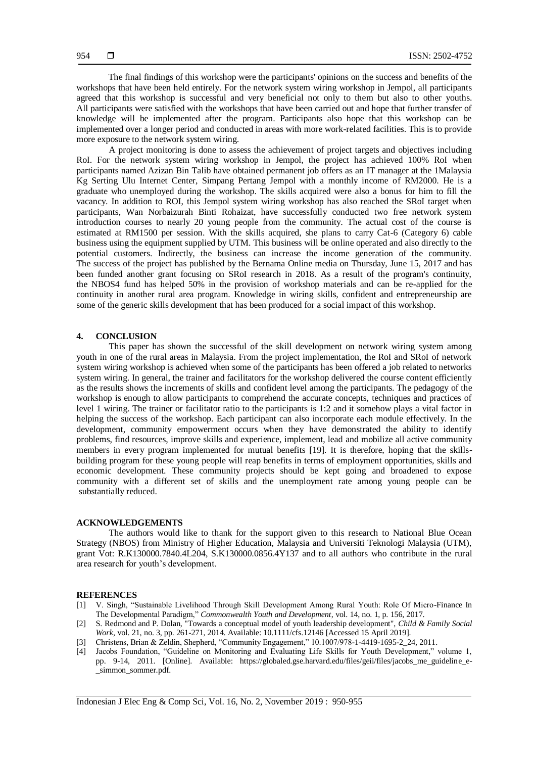The final findings of this workshop were the participants' opinions on the success and benefits of the workshops that have been held entirely. For the network system wiring workshop in Jempol, all participants agreed that this workshop is successful and very beneficial not only to them but also to other youths. All participants were satisfied with the workshops that have been carried out and hope that further transfer of knowledge will be implemented after the program. Participants also hope that this workshop can be implemented over a longer period and conducted in areas with more work-related facilities. This is to provide more exposure to the network system wiring.

A project monitoring is done to assess the achievement of project targets and objectives including RoI. For the network system wiring workshop in Jempol, the project has achieved 100% RoI when participants named Azizan Bin Talib have obtained permanent job offers as an IT manager at the 1Malaysia Kg Serting Ulu Internet Center, Simpang Pertang Jempol with a monthly income of RM2000. He is a graduate who unemployed during the workshop. The skills acquired were also a bonus for him to fill the vacancy. In addition to ROI, this Jempol system wiring workshop has also reached the SRoI target when participants, Wan Norbaizurah Binti Rohaizat, have successfully conducted two free network system introduction courses to nearly 20 young people from the community. The actual cost of the course is estimated at RM1500 per session. With the skills acquired, she plans to carry Cat-6 (Category 6) cable business using the equipment supplied by UTM. This business will be online operated and also directly to the potential customers. Indirectly, the business can increase the income generation of the community. The success of the project has published by the Bernama Online media on Thursday, June 15, 2017 and has been funded another grant focusing on SRoI research in 2018. As a result of the program's continuity, the NBOS4 fund has helped 50% in the provision of workshop materials and can be re-applied for the continuity in another rural area program. Knowledge in wiring skills, confident and entrepreneurship are some of the generic skills development that has been produced for a social impact of this workshop.

## 4. CONCLUSION

This paper has shown the successful of the skill development on network wiring system among youth in one of the rural areas in Malaysia. From the project implementation, the RoI and SRoI of network system wiring workshop is achieved when some of the participants has been offered a job related to networks system wiring. In general, the trainer and facilitators for the workshop delivered the course content efficiently as the results shows the increments of skills and confident level among the participants. The pedagogy of the workshop is enough to allow participants to comprehend the accurate concepts, techniques and practices of level 1 wiring. The trainer or facilitator ratio to the participants is 1:2 and it somehow plays a vital factor in helping the success of the workshop. Each participant can also incorporate each module effectively. In the development, community empowerment occurs when they have demonstrated the ability to identify problems, find resources, improve skills and experience, implement, lead and mobilize all active community members in every program implemented for mutual benefits [19]. It is therefore, hoping that the skills-building program for these young people will reap benefits in terms of employment opportunities, skills and economic development. These community projects should be kept going and broadened to expose community with a different set of skills and the unemployment rate among young people can be substantially reduced.

## ACKNOWLEDGEMENTS

The authors would like to thank for the support given to this research to National Blue Ocean Strategy (NBOS) from Ministry of Higher Education, Malaysia and Universiti Teknologi Malaysia (UTM), grant Vot: R.K130000.7840.4L204, S.K130000.0856.4Y137 and to all authors who contribute in the rural area research for youth's development.

## REFERENCES

[1] V. Singh, "Sustainable Livelihood Through Skill Development Among Rural Youth: Role Of Micro-Finance In The Developmental Paradigm," *Commonwealth Youth and Development*, vol. 14, no. 1, p. 156, 2017.

[2] S. Redmond and P. Dolan, "Towards a conceptual model of youth leadership development", *Child & Family Social Work*, vol. 21, no. 3, pp. 261-271, 2014. Available: 10.1111/cfs.12146 [Accessed 15 April 2019].

[3] Christens, Brian & Zeldin, Shepherd, "Community Engagement," 10.1007/978-1-4419-1695-2_24, 2011.

[4] Jacobs Foundation, "Guideline on Monitoring and Evaluating Life Skills for Youth Development," volume 1, pp. 9-14, 2011. [Online]. Available: https://globaled.gse.harvard.edu/files/geii/files/jacobs_me_guideline_e-_simmon_sommer.pdf.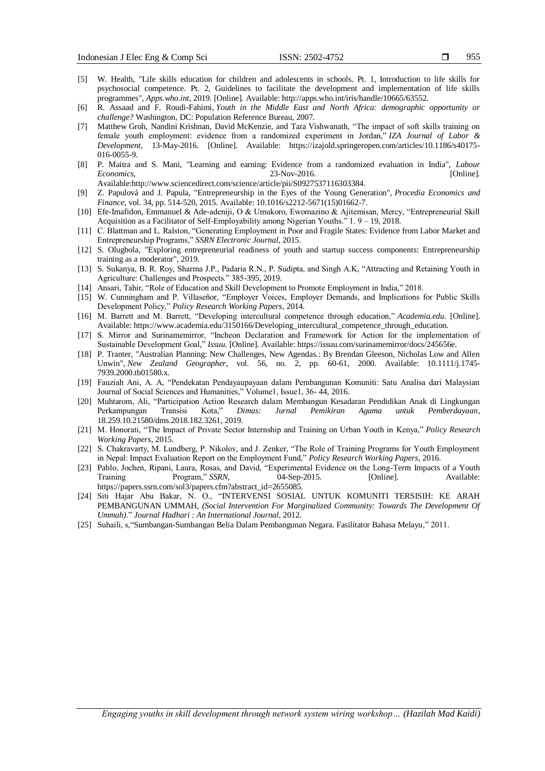[5] W. Health, "Life skills education for children and adolescents in schools. Pt. 1, Introduction to life skills for psychosocial competence. Pt. 2, Guidelines to facilitate the development and implementation of life skills programmes", *Apps.who.int*, 2019. [Online]. Available: http://apps.who.int/iris/handle/10665/63552.

[6] R. Assaad and F. Roudi-Fahimi, *Youth in the Middle East and North Africa: demographic opportunity or challenge?* Washington, DC: Population Reference Bureau, 2007.

[7] Matthew Groh, Nandini Krishnan, David McKenzie, and Tara Vishwanath, "The impact of soft skills training on female youth employment: evidence from a randomized experiment in Jordan," *IZA Journal of Labor & Development*, 13-May-2016. [Online]. Available: https://izajold.springeropen.com/articles/10.1186/s40175-016-0055-9.

[8] P. Maitra and S. Mani, "Learning and earning: Evidence from a randomized evaluation in India", *Labour Economics*, 23-Nov-2016. [Online]. Available:http://www.sciencedirect.com/science/article/pii/S0927537116303384.

[9] Z. Papulová and J. Papula, "Entrepreneurship in the Eyes of the Young Generation", *Procedia Economics and Finance*, vol. 34, pp. 514-520, 2015. Available: 10.1016/s2212-5671(15)01662-7.

[10] Efe-Imafidon, Emmanuel & Ade-adeniji, O & Umukoro, Ewomazino & Ajitemisan, Mercy, "Entrepreneurial Skill Acquisition as a Facilitator of Self-Employability among Nigerian Youths." 1. 9 – 19, 2018.

[11] C. Blattman and L. Ralston, "Generating Employment in Poor and Fragile States: Evidence from Labor Market and Entrepreneurship Programs," *SSRN Electronic Journal*, 2015.

[12] S. Olugbola, "Exploring entrepreneurial readiness of youth and startup success components: Entrepreneurship training as a moderator", 2019.

[13] S. Sukanya, B. R. Roy, Sharma J.P., Padaria R.N., P. Sudipta, and Singh A.K, "Attracting and Retaining Youth in Agriculture: Challenges and Prospects." 385-395, 2019.

[14] Ansari, Tahir, "Role of Education and Skill Development to Promote Employment in India," 2018.

[15] W. Cunningham and P. Villaseñor, "Employer Voices, Employer Demands, and Implications for Public Skills Development Policy," *Policy Research Working Papers*, 2014.

[16] M. Barrett and M. Barrett, "Developing intercultural competence through education," *Academia.edu*. [Online]. Available: https://www.academia.edu/3150166/Developing_intercultural_competence_through_education.

[17] S. Mirror and Surinamemirror, "Incheon Declaration and Framework for Action for the implementation of Sustainable Development Goal," *Issuu*. [Online]. Available: https://issuu.com/surinamemirror/docs/245656e.

[18] P. Tranter, "Australian Planning: New Challenges, New Agendas.: By Brendan Gleeson, Nicholas Low and Allen Unwin", *New Zealand Geographer*, vol. 56, no. 2, pp. 60-61, 2000. Available: 10.1111/j.1745-7939.2000.tb01580.x.

[19] Fauziah Ani, A. A, "Pendekatan Pendayaupayaan dalam Pembangunan Komuniti: Satu Analisa dari Malaysian Journal of Social Sciences and Humanities," Volume1, Issue1, 36- 44, 2016.

[20] Muhtarom, Ali, "Participation Action Research dalam Membangun Kesadaran Pendidikan Anak di Lingkungan Perkampungan Transisi Kota," *Dimas: Jurnal Pemikiran Agama untuk Pemberdayaan*, 18.259.10.21580/dms.2018.182.3261, 2019.

[21] M. Honorati, "The Impact of Private Sector Internship and Training on Urban Youth in Kenya," *Policy Research Working Papers*, 2015.

[22] S. Chakravarty, M. Lundberg, P. Nikolov, and J. Zenker, "The Role of Training Programs for Youth Employment in Nepal: Impact Evaluation Report on the Employment Fund," *Policy Research Working Papers*, 2016.

[23] Pablo, Jochen, Ripani, Laura, Rosas, and David, "Experimental Evidence on the Long-Term Impacts of a Youth Training Program," *SSRN*, 04-Sep-2015. [Online]. Available: https://papers.ssrn.com/sol3/papers.cfm?abstract_id=2655085.

[24] Siti Hajar Abu Bakar, N. O., "INTERVENSI SOSIAL UNTUK KOMUNITI TERSISIH: KE ARAH PEMBANGUNAN UMMAH, *(Social Intervention For Marginalized Community: Towards The Development Of Ummah)*." *Journal Hadhari : An International Journal*, 2012.

[25] Suhaili, s,"Sumbangan-Sumbangan Belia Dalam Pembangunan Negara. Fasilitator Bahasa Melayu," 2011.